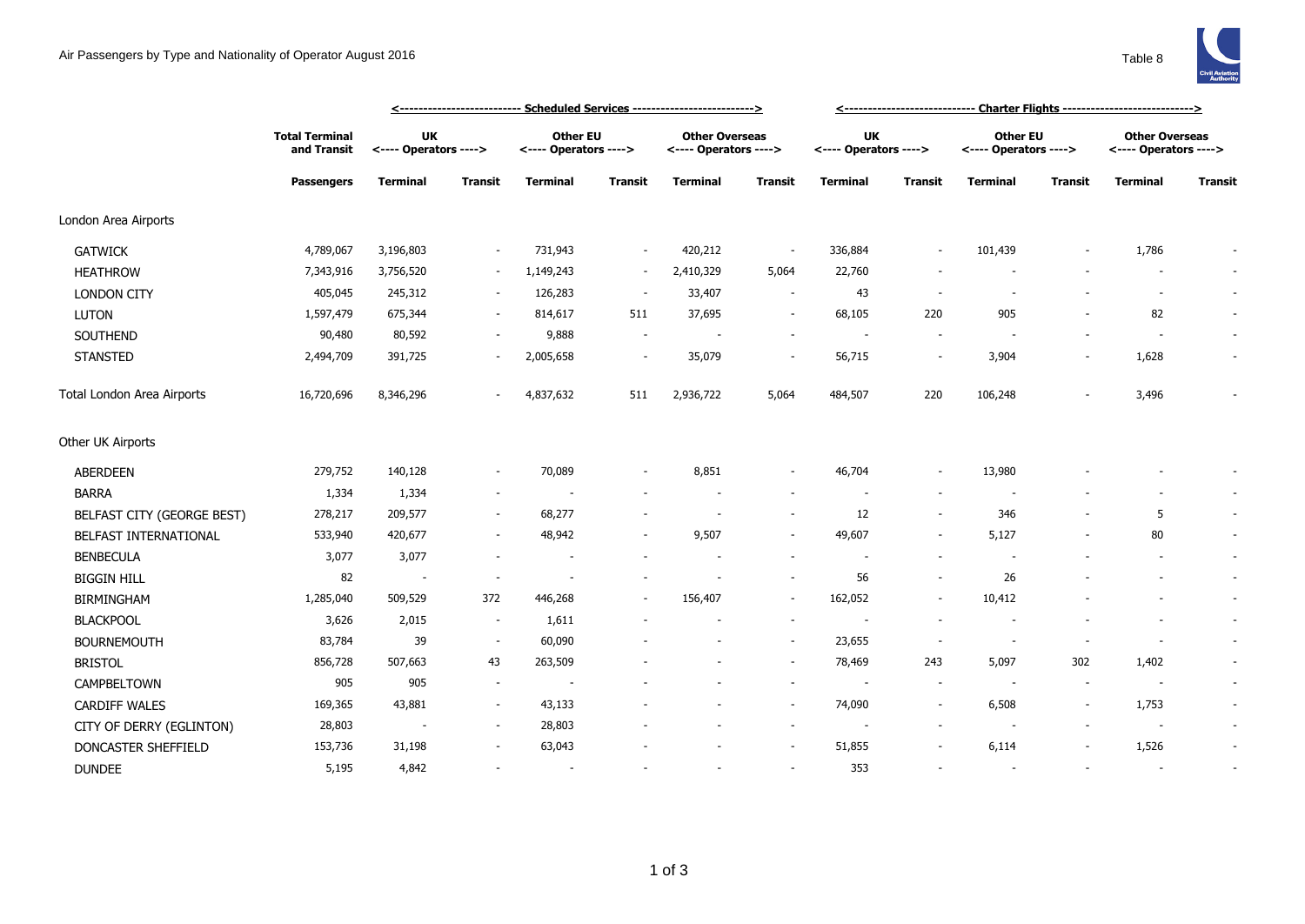Air Passengers by Type and Nationality of Operator August 2016

Table 8

| | Total Terminal and Transit | Scheduled Services | | | | | | Charter Flights | | | | | |
|---|---|---|---|---|---|---|---|---|---|---|---|---|---|
| | | UK <---- Operators ----> | | Other EU <---- Operators ----> | | Other Overseas <---- Operators ----> | | UK <---- Operators ----> | | Other EU <---- Operators ----> | | Other Overseas <---- Operators ----> | |
| | Passengers | Terminal | Transit | Terminal | Transit | Terminal | Transit | Terminal | Transit | Terminal | Transit | Terminal | Transit |
| London Area Airports | | | | | | | | | | | | | |
| GATWICK | 4,789,067 | 3,196,803 | - | 731,943 | - | 420,212 | - | 336,884 | - | 101,439 | - | 1,786 | - |
| HEATHROW | 7,343,916 | 3,756,520 | - | 1,149,243 | - | 2,410,329 | 5,064 | 22,760 | - | - | - | - | - |
| LONDON CITY | 405,045 | 245,312 | - | 126,283 | - | 33,407 | - | 43 | - | - | - | - | - |
| LUTON | 1,597,479 | 675,344 | - | 814,617 | 511 | 37,695 | - | 68,105 | 220 | 905 | - | 82 | - |
| SOUTHEND | 90,480 | 80,592 | - | 9,888 | - | - | - | - | - | - | - | - | - |
| STANSTED | 2,494,709 | 391,725 | - | 2,005,658 | - | 35,079 | - | 56,715 | - | 3,904 | - | 1,628 | - |
| Total London Area Airports | 16,720,696 | 8,346,296 | - | 4,837,632 | 511 | 2,936,722 | 5,064 | 484,507 | 220 | 106,248 | - | 3,496 | - |
| Other UK Airports | | | | | | | | | | | | | |
| ABERDEEN | 279,752 | 140,128 | - | 70,089 | - | 8,851 | - | 46,704 | - | 13,980 | - | - | - |
| BARRA | 1,334 | 1,334 | - | - | - | - | - | - | - | - | - | - | - |
| BELFAST CITY (GEORGE BEST) | 278,217 | 209,577 | - | 68,277 | - | - | - | 12 | - | 346 | - | 5 | - |
| BELFAST INTERNATIONAL | 533,940 | 420,677 | - | 48,942 | - | 9,507 | - | 49,607 | - | 5,127 | - | 80 | - |
| BENBECULA | 3,077 | 3,077 | - | - | - | - | - | - | - | - | - | - | - |
| BIGGIN HILL | 82 | - | - | - | - | - | - | 56 | - | 26 | - | - | - |
| BIRMINGHAM | 1,285,040 | 509,529 | 372 | 446,268 | - | 156,407 | - | 162,052 | - | 10,412 | - | - | - |
| BLACKPOOL | 3,626 | 2,015 | - | 1,611 | - | - | - | - | - | - | - | - | - |
| BOURNEMOUTH | 83,784 | 39 | - | 60,090 | - | - | - | 23,655 | - | - | - | - | - |
| BRISTOL | 856,728 | 507,663 | 43 | 263,509 | - | - | - | 78,469 | 243 | 5,097 | 302 | 1,402 | - |
| CAMPBELTOWN | 905 | 905 | - | - | - | - | - | - | - | - | - | - | - |
| CARDIFF WALES | 169,365 | 43,881 | - | 43,133 | - | - | - | 74,090 | - | 6,508 | - | 1,753 | - |
| CITY OF DERRY (EGLINTON) | 28,803 | - | - | 28,803 | - | - | - | - | - | - | - | - | - |
| DONCASTER SHEFFIELD | 153,736 | 31,198 | - | 63,043 | - | - | - | 51,855 | - | 6,114 | - | 1,526 | - |
| DUNDEE | 5,195 | 4,842 | - | - | - | - | - | 353 | - | - | - | - | - |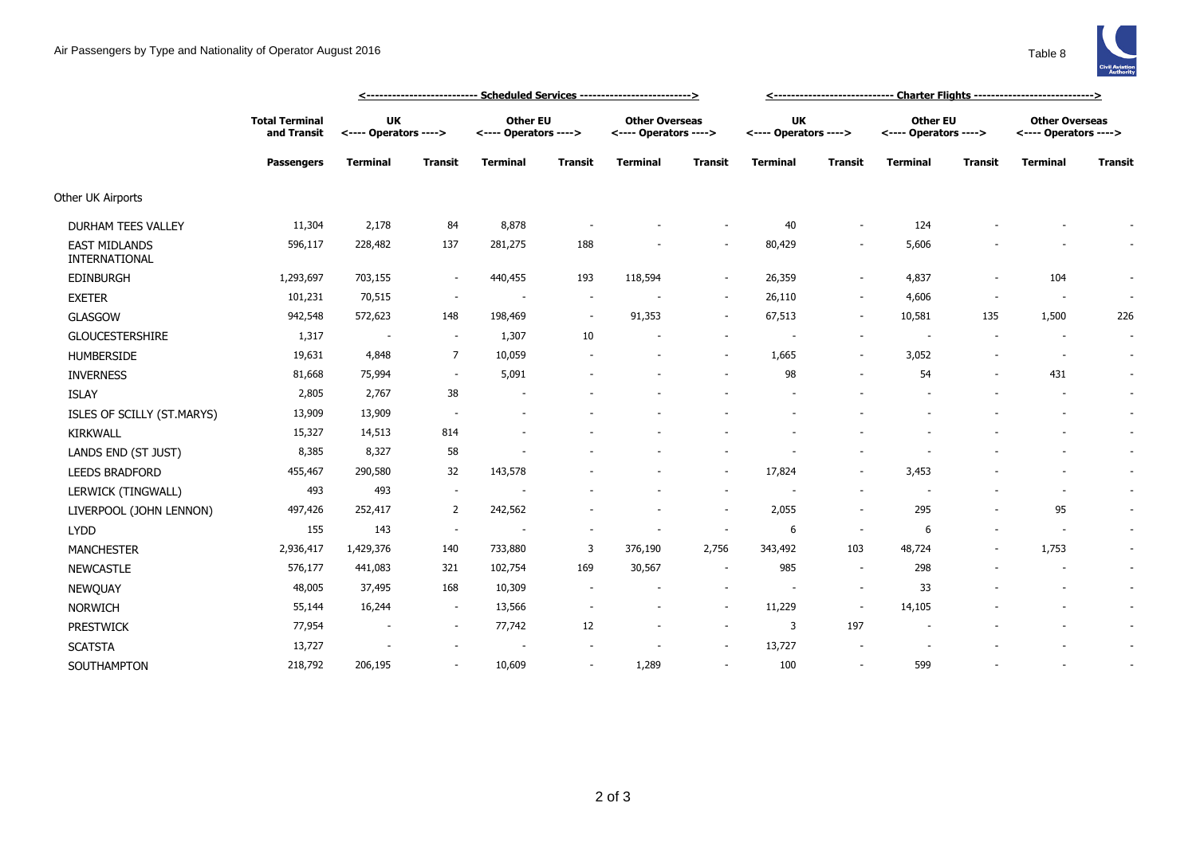# Air Passengers by Type and Nationality of Operator August 2016

Table 8

| | Total Terminal and Transit | Scheduled Services | | | | | | Charter Flights | | | | | |
|---|---|---|---|---|---|---|---|---|---|---|---|---|---|
| | | UK <---- Operators ----> | | Other EU <---- Operators ----> | | Other Overseas <---- Operators ----> | | UK <---- Operators ----> | | Other EU <---- Operators ----> | | Other Overseas <---- Operators ----> | |
| | Passengers | Terminal | Transit | Terminal | Transit | Terminal | Transit | Terminal | Transit | Terminal | Transit | Terminal | Transit |
| Other UK Airports | | | | | | | | | | | | | |
| DURHAM TEES VALLEY | 11,304 | 2,178 | 84 | 8,878 | - | - | - | 40 | - | 124 | - | - | - |
| EAST MIDLANDS INTERNATIONAL | 596,117 | 228,482 | 137 | 281,275 | 188 | - | - | 80,429 | - | 5,606 | - | - | - |
| EDINBURGH | 1,293,697 | 703,155 | - | 440,455 | 193 | 118,594 | - | 26,359 | - | 4,837 | - | 104 | - |
| EXETER | 101,231 | 70,515 | - | - | - | - | - | 26,110 | - | 4,606 | - | - | - |
| GLASGOW | 942,548 | 572,623 | 148 | 198,469 | - | 91,353 | - | 67,513 | - | 10,581 | 135 | 1,500 | 226 |
| GLOUCESTERSHIRE | 1,317 | - | - | 1,307 | 10 | - | - | - | - | - | - | - | - |
| HUMBERSIDE | 19,631 | 4,848 | 7 | 10,059 | - | - | - | 1,665 | - | 3,052 | - | - | - |
| INVERNESS | 81,668 | 75,994 | - | 5,091 | - | - | - | 98 | - | 54 | - | 431 | - |
| ISLAY | 2,805 | 2,767 | 38 | - | - | - | - | - | - | - | - | - | - |
| ISLES OF SCILLY (ST.MARYS) | 13,909 | 13,909 | - | - | - | - | - | - | - | - | - | - | - |
| KIRKWALL | 15,327 | 14,513 | 814 | - | - | - | - | - | - | - | - | - | - |
| LANDS END (ST JUST) | 8,385 | 8,327 | 58 | - | - | - | - | - | - | - | - | - | - |
| LEEDS BRADFORD | 455,467 | 290,580 | 32 | 143,578 | - | - | - | 17,824 | - | 3,453 | - | - | - |
| LERWICK (TINGWALL) | 493 | 493 | - | - | - | - | - | - | - | - | - | - | - |
| LIVERPOOL (JOHN LENNON) | 497,426 | 252,417 | 2 | 242,562 | - | - | - | 2,055 | - | 295 | - | 95 | - |
| LYDD | 155 | 143 | - | - | - | - | - | 6 | - | 6 | - | - | - |
| MANCHESTER | 2,936,417 | 1,429,376 | 140 | 733,880 | 3 | 376,190 | 2,756 | 343,492 | 103 | 48,724 | - | 1,753 | - |
| NEWCASTLE | 576,177 | 441,083 | 321 | 102,754 | 169 | 30,567 | - | 985 | - | 298 | - | - | - |
| NEWQUAY | 48,005 | 37,495 | 168 | 10,309 | - | - | - | - | - | 33 | - | - | - |
| NORWICH | 55,144 | 16,244 | - | 13,566 | - | - | - | 11,229 | - | 14,105 | - | - | - |
| PRESTWICK | 77,954 | - | - | 77,742 | 12 | - | - | 3 | 197 | - | - | - | - |
| SCATSTA | 13,727 | - | - | - | - | - | - | 13,727 | - | - | - | - | - |
| SOUTHAMPTON | 218,792 | 206,195 | - | 10,609 | - | 1,289 | - | 100 | - | 599 | - | - | - |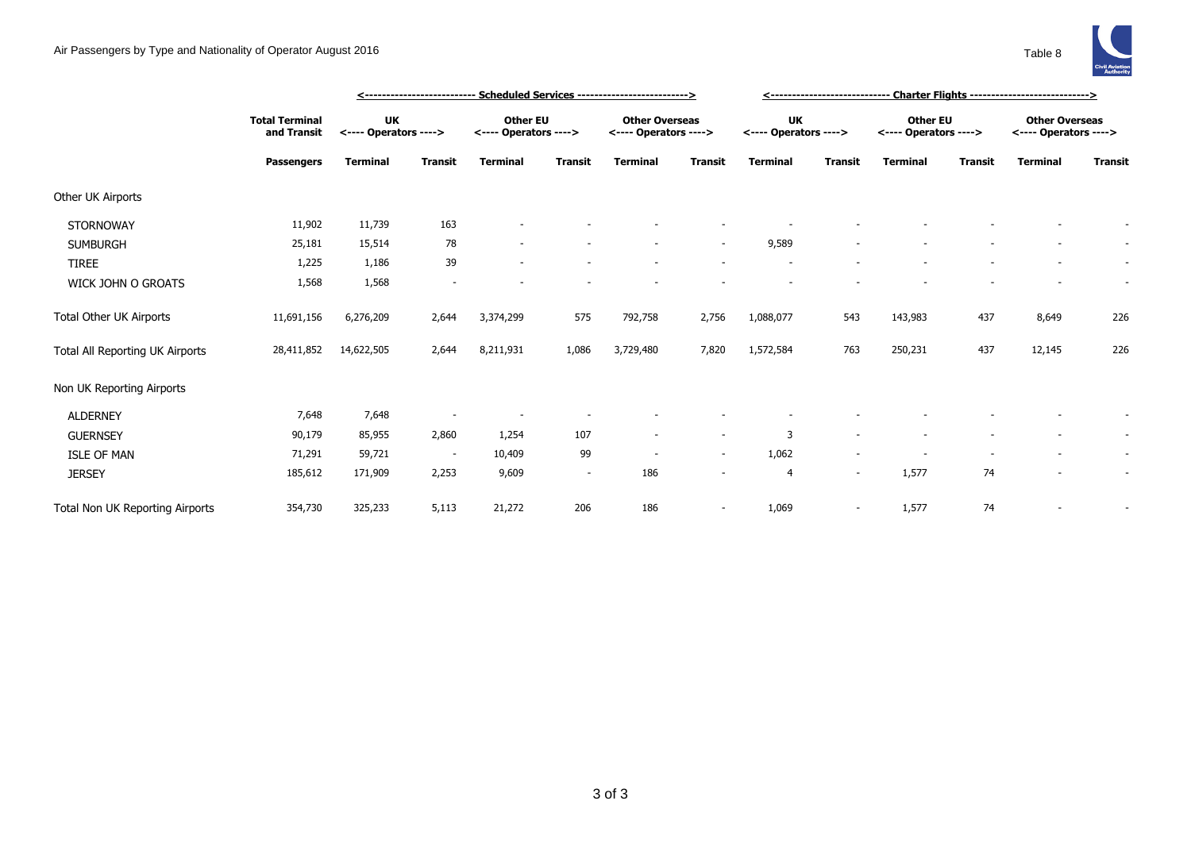Air Passengers by Type and Nationality of Operator August 2016

Table 8

| | Total Terminal and Transit | Scheduled Services | | | | | | Charter Flights | | | | | |
|---|---|---|---|---|---|---|---|---|---|---|---|---|---|
| | | UK <---- Operators ----> | | Other EU <---- Operators ----> | | Other Overseas <---- Operators ----> | | UK <---- Operators ----> | | Other EU <---- Operators ----> | | Other Overseas <---- Operators ----> | |
| | **Passengers** | **Terminal** | **Transit** | **Terminal** | **Transit** | **Terminal** | **Transit** | **Terminal** | **Transit** | **Terminal** | **Transit** | **Terminal** | **Transit** |
| Other UK Airports | | | | | | | | | | | | | |
| STORNOWAY | 11,902 | 11,739 | 163 | - | - | - | - | - | - | - | - | - | - |
| SUMBURGH | 25,181 | 15,514 | 78 | - | - | - | - | 9,589 | - | - | - | - | - |
| TIREE | 1,225 | 1,186 | 39 | - | - | - | - | - | - | - | - | - | - |
| WICK JOHN O GROATS | 1,568 | 1,568 | - | - | - | - | - | - | - | - | - | - | - |
| Total Other UK Airports | 11,691,156 | 6,276,209 | 2,644 | 3,374,299 | 575 | 792,758 | 2,756 | 1,088,077 | 543 | 143,983 | 437 | 8,649 | 226 |
| Total All Reporting UK Airports | 28,411,852 | 14,622,505 | 2,644 | 8,211,931 | 1,086 | 3,729,480 | 7,820 | 1,572,584 | 763 | 250,231 | 437 | 12,145 | 226 |
| Non UK Reporting Airports | | | | | | | | | | | | | |
| ALDERNEY | 7,648 | 7,648 | - | - | - | - | - | - | - | - | - | - | - |
| GUERNSEY | 90,179 | 85,955 | 2,860 | 1,254 | 107 | - | - | 3 | - | - | - | - | - |
| ISLE OF MAN | 71,291 | 59,721 | - | 10,409 | 99 | - | - | 1,062 | - | - | - | - | - |
| JERSEY | 185,612 | 171,909 | 2,253 | 9,609 | - | 186 | - | 4 | - | 1,577 | 74 | - | - |
| Total Non UK Reporting Airports | 354,730 | 325,233 | 5,113 | 21,272 | 206 | 186 | - | 1,069 | - | 1,577 | 74 | - | - |